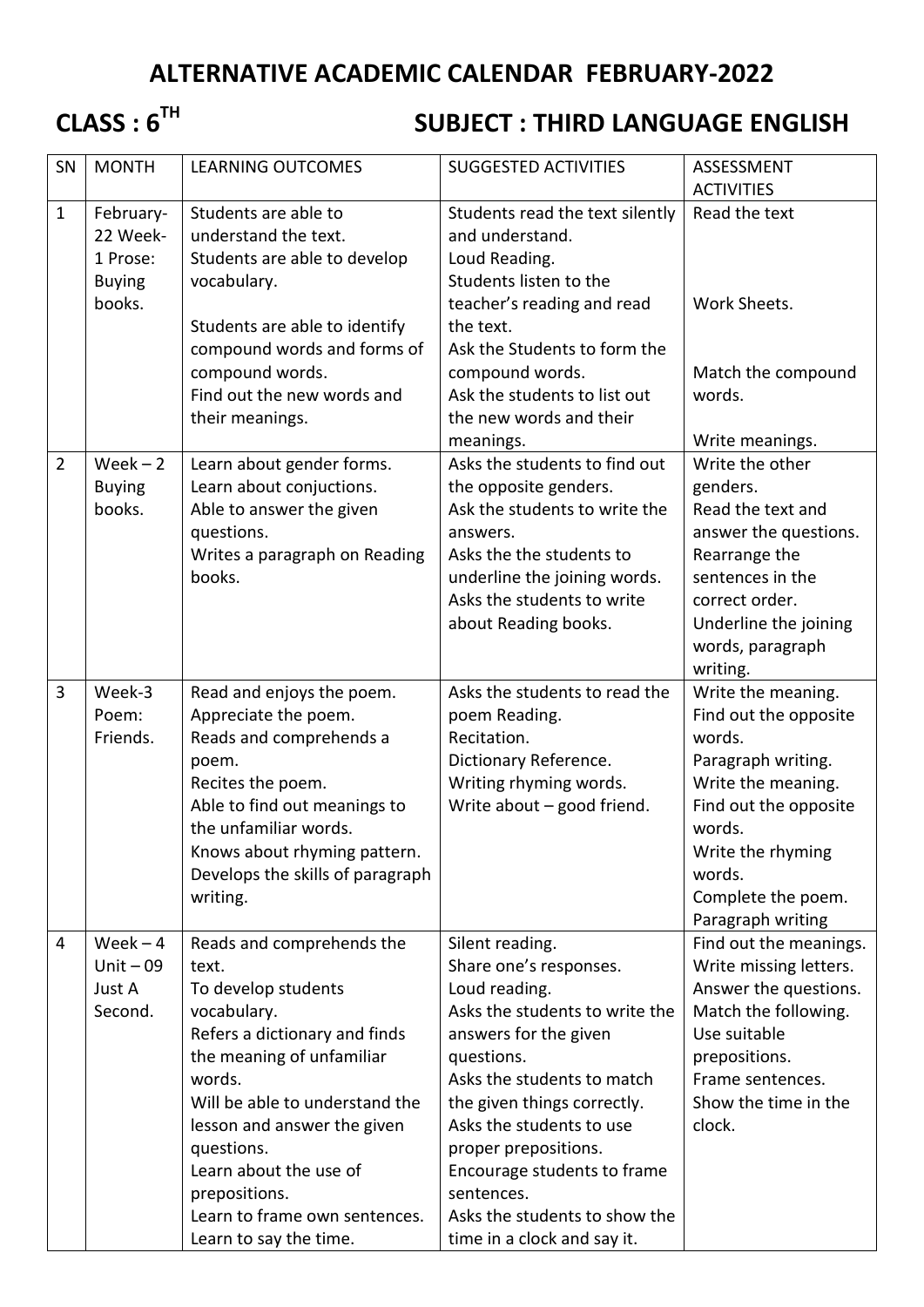# ALTERNATIVE ACADEMIC CALENDAR FEBRUARY-2022

## CLASS : 6TH SUBJECT : THIRD LANGUAGE ENGLISH

| SN | MONTH | LEARNING OUTCOMES | SUGGESTED ACTIVITIES | ASSESSMENT ACTIVITIES |
|---|---|---|---|---|
| 1 | February-22 Week-1 Prose: Buying books. | Students are able to understand the text.<br>Students are able to develop vocabulary.<br>Students are able to identify compound words and forms of compound words.<br>Find out the new words and their meanings. | Students read the text silently and understand.<br>Loud Reading.<br>Students listen to the teacher's reading and read the text.<br>Ask the Students to form the compound words.<br>Ask the students to list out the new words and their meanings. | Read the text<br>Work Sheets.<br>Match the compound words.<br>Write meanings. |
| 2 | Week – 2 Buying books. | Learn about gender forms.<br>Learn about conjuctions.<br>Able to answer the given questions.<br>Writes a paragraph on Reading books. | Asks the students to find out the opposite genders.<br>Ask the students to write the answers.<br>Asks the the students to underline the joining words.<br>Asks the students to write about Reading books. | Write the other genders.<br>Read the text and answer the questions.<br>Rearrange the sentences in the correct order.<br>Underline the joining words, paragraph writing. |
| 3 | Week-3 Poem: Friends. | Read and enjoys the poem.<br>Appreciate the poem.<br>Reads and comprehends a poem.<br>Recites the poem.<br>Able to find out meanings to the unfamiliar words.<br>Knows about rhyming pattern.<br>Develops the skills of paragraph writing. | Asks the students to read the poem Reading.<br>Recitation.<br>Dictionary Reference.<br>Writing rhyming words.<br>Write about – good friend. | Write the meaning.<br>Find out the opposite words.<br>Paragraph writing.<br>Write the meaning.<br>Find out the opposite words.<br>Write the rhyming words.<br>Complete the poem.<br>Paragraph writing |
| 4 | Week – 4 Unit – 09 Just A Second. | Reads and comprehends the text.<br>To develop students vocabulary.<br>Refers a dictionary and finds the meaning of unfamiliar words.<br>Will be able to understand the lesson and answer the given questions.<br>Learn about the use of prepositions.<br>Learn to frame own sentences.<br>Learn to say the time. | Silent reading.<br>Share one's responses.<br>Loud reading.<br>Asks the students to write the answers for the given questions.<br>Asks the students to match the given things correctly.<br>Asks the students to use proper prepositions.<br>Encourage students to frame sentences.<br>Asks the students to show the time in a clock and say it. | Find out the meanings.<br>Write missing letters.<br>Answer the questions.<br>Match the following.<br>Use suitable prepositions.<br>Frame sentences.<br>Show the time in the clock. |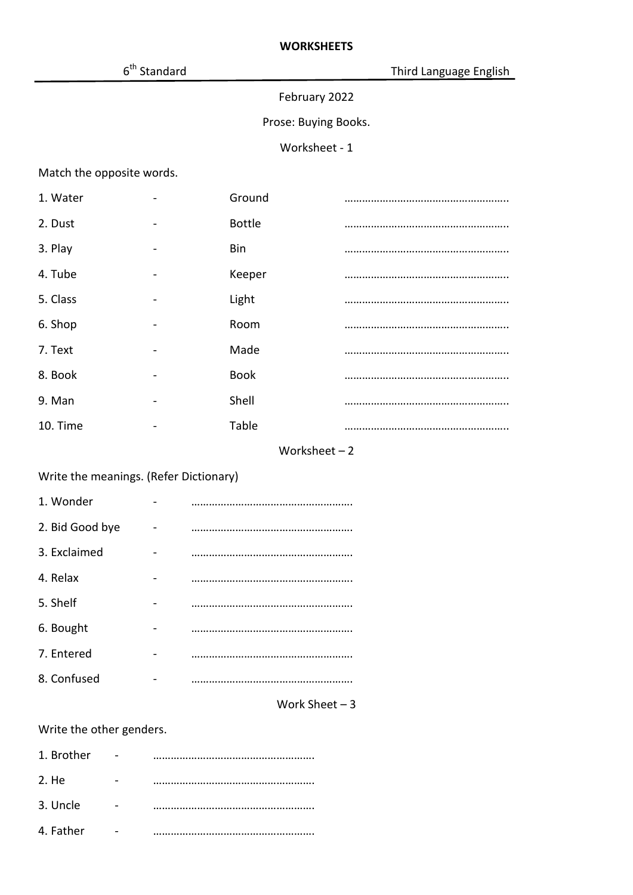**WORKSHEETS**

6th Standard — Third Language English

February 2022

Prose: Buying Books.

Worksheet - 1

Match the opposite words.

| | | | |
|---|---|---|---|
| 1. Water | - | Ground | ……………………………………………… |
| 2. Dust | - | Bottle | ……………………………………………… |
| 3. Play | - | Bin | ……………………………………………… |
| 4. Tube | - | Keeper | ……………………………………………… |
| 5. Class | - | Light | ……………………………………………… |
| 6. Shop | - | Room | ……………………………………………… |
| 7. Text | - | Made | ……………………………………………… |
| 8. Book | - | Book | ……………………………………………… |
| 9. Man | - | Shell | ……………………………………………… |
| 10. Time | - | Table | ……………………………………………… |

Worksheet – 2

Write the meanings. (Refer Dictionary)

1. Wonder - ………………………………………………
2. Bid Good bye - ………………………………………………
3. Exclaimed - ………………………………………………
4. Relax - ………………………………………………
5. Shelf - ………………………………………………
6. Bought - ………………………………………………
7. Entered - ………………………………………………
8. Confused - ………………………………………………

Work Sheet – 3

Write the other genders.

1. Brother - ………………………………………………
2. He - ………………………………………………
3. Uncle - ………………………………………………
4. Father - ………………………………………………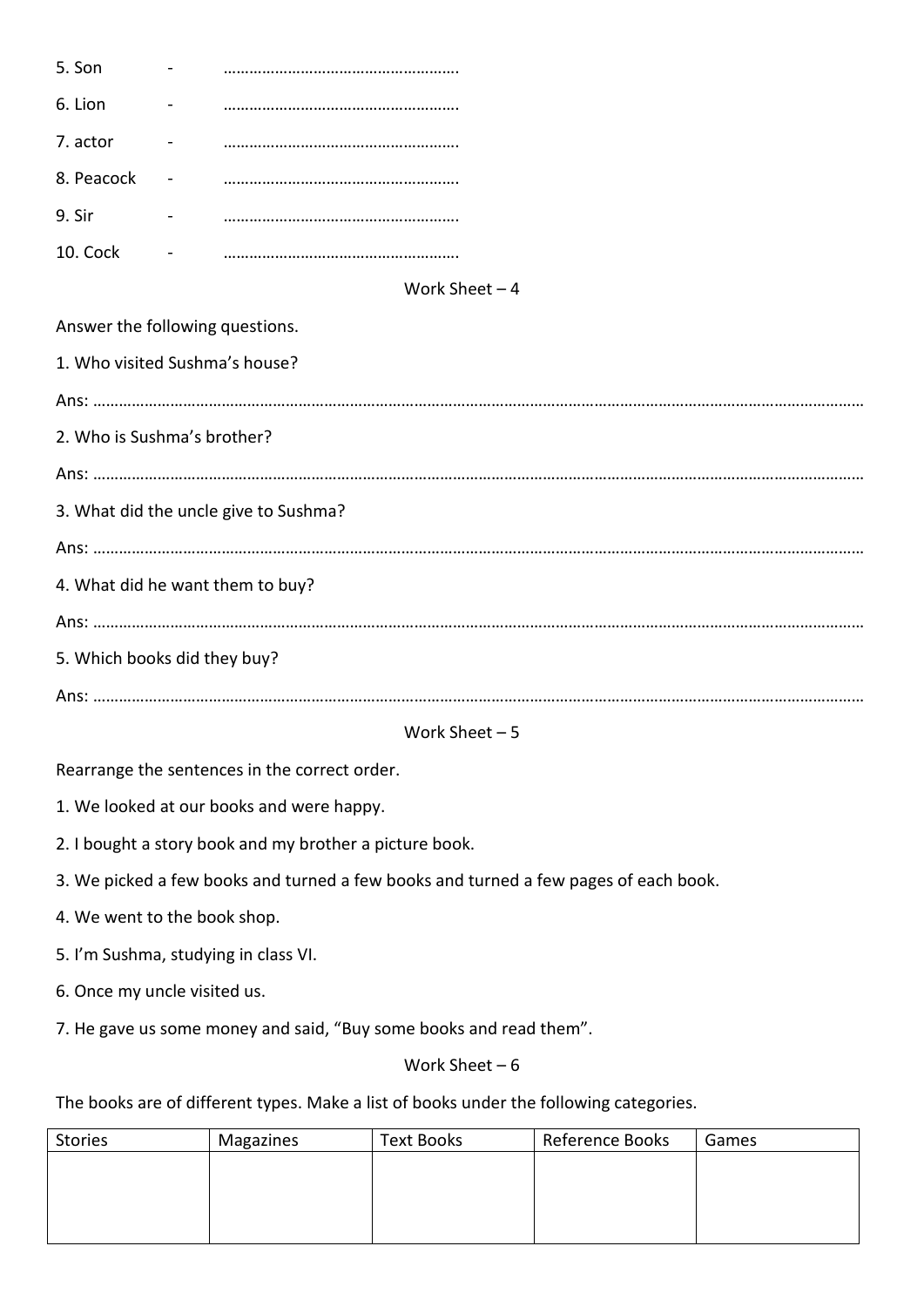5. Son - ……………………………………………….

6. Lion - ……………………………………………….

7. actor - ……………………………………………….

8. Peacock - ……………………………………………….

9. Sir - ……………………………………………….

10. Cock - ……………………………………………….

## Work Sheet – 4

Answer the following questions.

1. Who visited Sushma's house?

Ans: ……………………………………………………………………………………………………………………………………………………

2. Who is Sushma's brother?

Ans: ……………………………………………………………………………………………………………………………………………………

3. What did the uncle give to Sushma?

Ans: ……………………………………………………………………………………………………………………………………………………

4. What did he want them to buy?

Ans: ……………………………………………………………………………………………………………………………………………………

5. Which books did they buy?

Ans: ……………………………………………………………………………………………………………………………………………………

## Work Sheet – 5

Rearrange the sentences in the correct order.

1. We looked at our books and were happy.
2. I bought a story book and my brother a picture book.
3. We picked a few books and turned a few books and turned a few pages of each book.
4. We went to the book shop.
5. I'm Sushma, studying in class VI.
6. Once my uncle visited us.
7. He gave us some money and said, "Buy some books and read them".

## Work Sheet – 6

The books are of different types. Make a list of books under the following categories.

| Stories | Magazines | Text Books | Reference Books | Games |
|---|---|---|---|---|
| | | | | |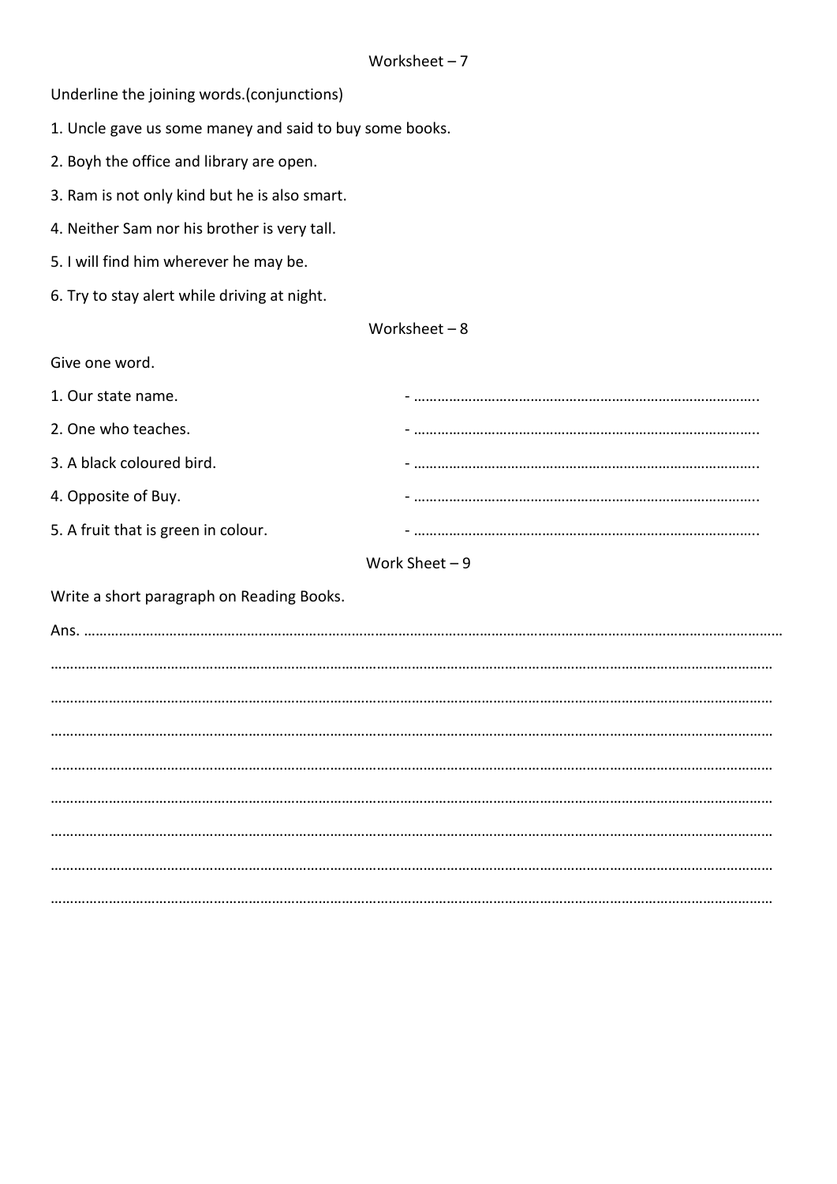## Worksheet – 7

Underline the joining words.(conjunctions)

1. Uncle gave us some maney and said to buy some books.
2. Boyh the office and library are open.
3. Ram is not only kind but he is also smart.
4. Neither Sam nor his brother is very tall.
5. I will find him wherever he may be.
6. Try to stay alert while driving at night.

## Worksheet – 8

Give one word.

1. Our state name. - ………………………………………………………………………………
2. One who teaches. - ………………………………………………………………………………
3. A black coloured bird. - ………………………………………………………………………………
4. Opposite of Buy. - ………………………………………………………………………………
5. A fruit that is green in colour. - ………………………………………………………………………………

## Work Sheet – 9

Write a short paragraph on Reading Books.

Ans. ……………………………………………………………………………………………………………………………………………………

……………………………………………………………………………………………………………………………………………………

……………………………………………………………………………………………………………………………………………………

……………………………………………………………………………………………………………………………………………………

……………………………………………………………………………………………………………………………………………………

……………………………………………………………………………………………………………………………………………………

……………………………………………………………………………………………………………………………………………………

……………………………………………………………………………………………………………………………………………………

……………………………………………………………………………………………………………………………………………………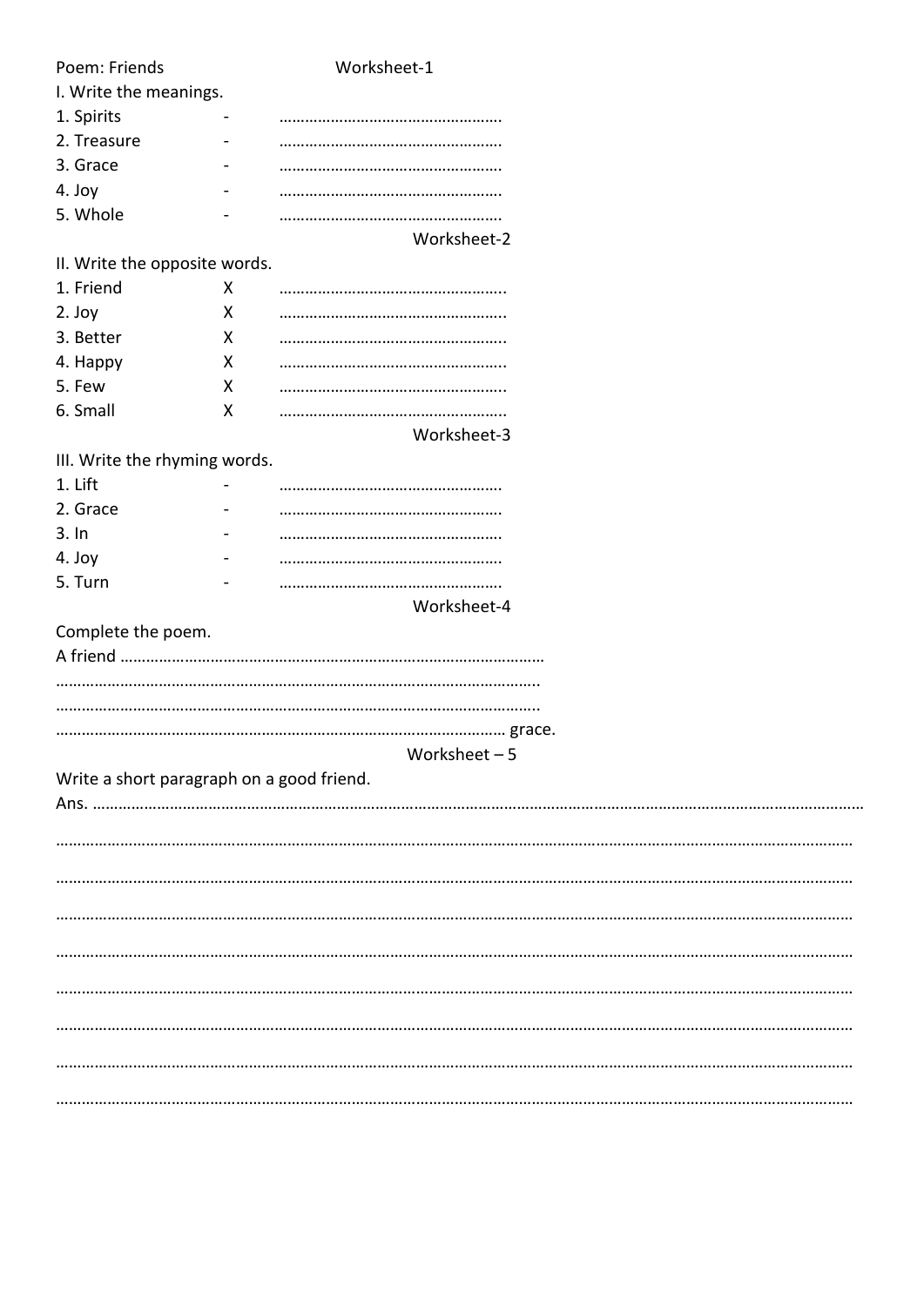Poem: Friends Worksheet-1

I. Write the meanings.

1. Spirits - ……………………………………………
2. Treasure - ……………………………………………
3. Grace - ……………………………………………
4. Joy - ……………………………………………
5. Whole - ……………………………………………

Worksheet-2

II. Write the opposite words.

1. Friend X ……………………………………………..
2. Joy X ……………………………………………..
3. Better X ……………………………………………..
4. Happy X ……………………………………………..
5. Few X ……………………………………………..
6. Small X ……………………………………………..

Worksheet-3

III. Write the rhyming words.

1. Lift - ……………………………………………
2. Grace - ……………………………………………
3. In - ……………………………………………
4. Joy - ……………………………………………
5. Turn - ……………………………………………

Worksheet-4

Complete the poem.

A friend ………………………………………………………………………………………

……………………………………………………………………………………………….

……………………………………………………………………………………………….

……………………………………………………………………………………………… grace.

Worksheet – 5

Write a short paragraph on a good friend.

Ans. ………………………………………………………………………………………………………………………………………………………………

……………………………………………………………………………………………………………………………………………………………………

……………………………………………………………………………………………………………………………………………………………………

……………………………………………………………………………………………………………………………………………………………………

……………………………………………………………………………………………………………………………………………………………………

……………………………………………………………………………………………………………………………………………………………………

……………………………………………………………………………………………………………………………………………………………………

……………………………………………………………………………………………………………………………………………………………………

……………………………………………………………………………………………………………………………………………………………………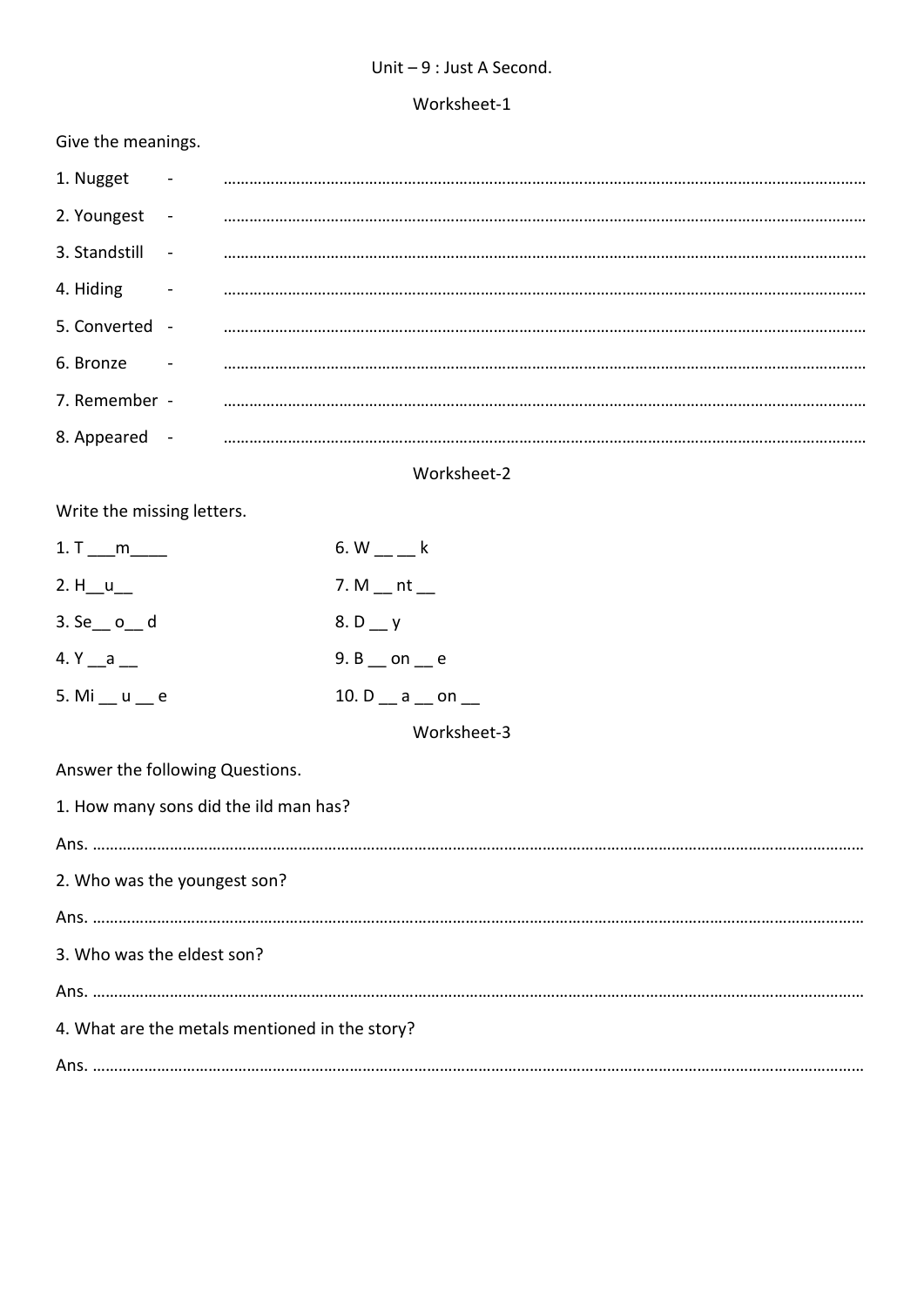Unit – 9 : Just A Second.

Worksheet-1

Give the meanings.

1. Nugget - ……………………………………………………………………………………………………………………………

2. Youngest - ……………………………………………………………………………………………………………………………

3. Standstill - ……………………………………………………………………………………………………………………………

4. Hiding - ……………………………………………………………………………………………………………………………

5. Converted - ……………………………………………………………………………………………………………………………

6. Bronze - ……………………………………………………………………………………………………………………………

7. Remember - ……………………………………………………………………………………………………………………………

8. Appeared - ……………………………………………………………………………………………………………………………

Worksheet-2

Write the missing letters.

1. T ___m____

2. H__u__

3. Se__ o__ d

4. Y __a __

5. Mi __ u __ e

6. W __ __ k

7. M __ nt __

8. D __ y

9. B __ on __ e

10. D __ a __ on __

Worksheet-3

Answer the following Questions.

1. How many sons did the ild man has?

Ans. ………………………………………………………………………………………………………………………………………………

2. Who was the youngest son?

Ans. ………………………………………………………………………………………………………………………………………………

3. Who was the eldest son?

Ans. ………………………………………………………………………………………………………………………………………………

4. What are the metals mentioned in the story?

Ans. ………………………………………………………………………………………………………………………………………………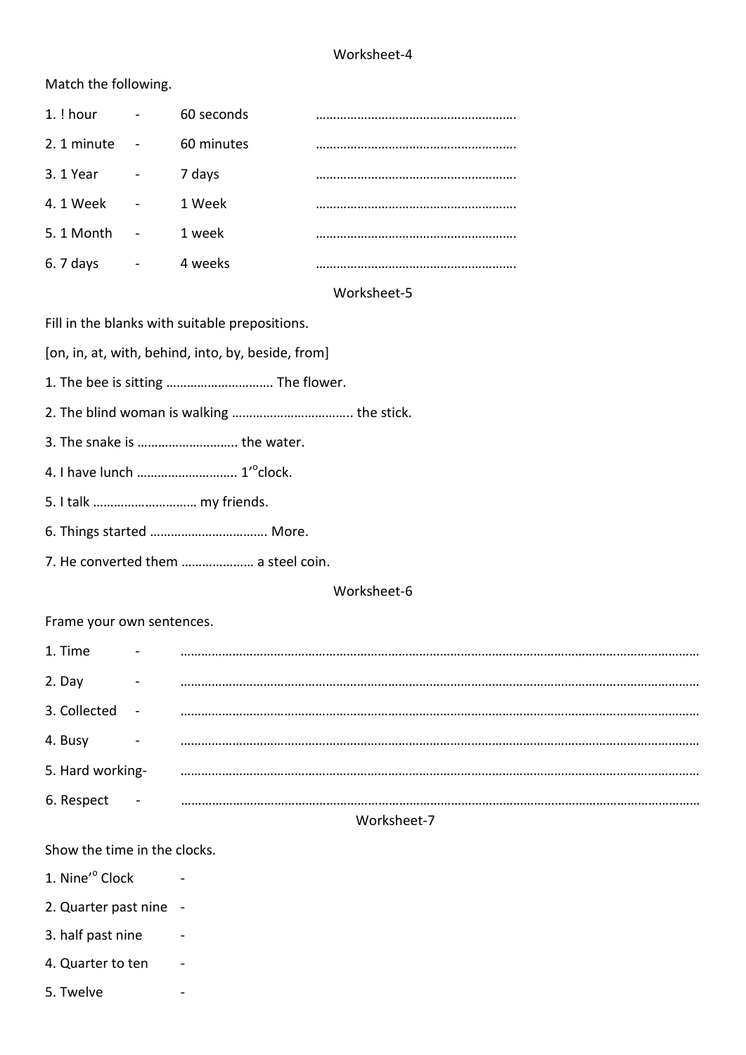Worksheet-4

Match the following.

| | | | |
|---|---|---|---|
| 1. ! hour | - | 60 seconds | …………………………………………………. |
| 2. 1 minute | - | 60 minutes | …………………………………………………. |
| 3. 1 Year | - | 7 days | …………………………………………………. |
| 4. 1 Week | - | 1 Week | …………………………………………………. |
| 5. 1 Month | - | 1 week | …………………………………………………. |
| 6. 7 days | - | 4 weeks | …………………………………………………. |

Worksheet-5

Fill in the blanks with suitable prepositions.

[on, in, at, with, behind, into, by, beside, from]

1. The bee is sitting …………………………. The flower.
2. The blind woman is walking …………………………….. the stick.
3. The snake is ………………………. the water.
4. I have lunch ………………………. 1'o clock.
5. I talk ……………………….. my friends.
6. Things started ……………………………. More.
7. He converted them ………………… a steel coin.

Worksheet-6

Frame your own sentences.

1. Time - ……………………………………………………………………………………………………………………
2. Day - ……………………………………………………………………………………………………………………
3. Collected - ……………………………………………………………………………………………………………………
4. Busy - ……………………………………………………………………………………………………………………
5. Hard working- ……………………………………………………………………………………………………………………
6. Respect - ……………………………………………………………………………………………………………………

Worksheet-7

Show the time in the clocks.

1. Nine'o Clock -
2. Quarter past nine -
3. half past nine -
4. Quarter to ten -
5. Twelve -